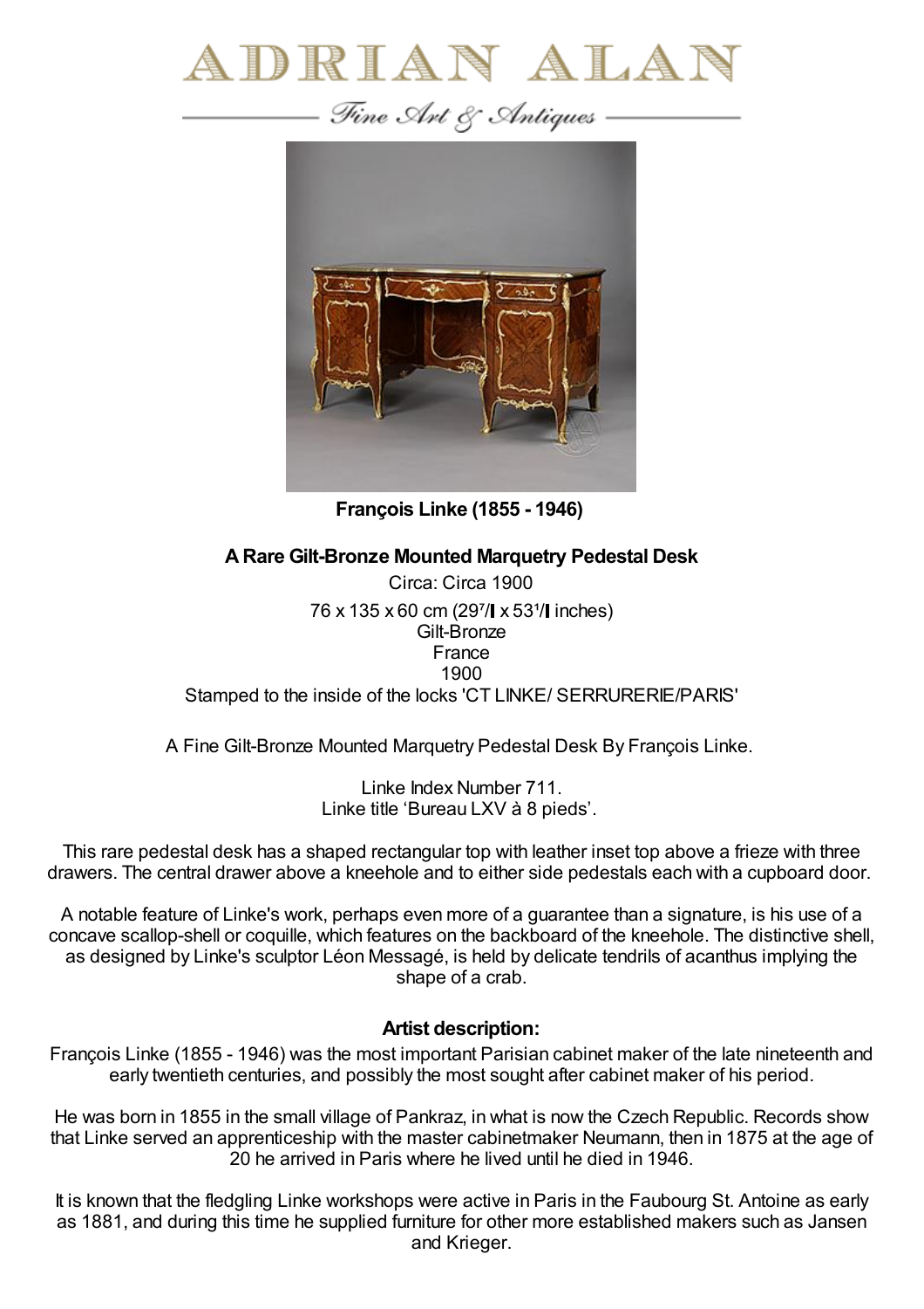# ADRIAN ALAN

*Fine Art & Antiques*

**François Linke (1855 - 1946)**

**A Rare Gilt-Bronze Mounted Marquetry Pedestal Desk**

Circa: Circa 1900

76 x 135 x 60 cm (29⁷/▌x 53¹/▌inches)

Gilt-Bronze

France

1900

Stamped to the inside of the locks 'CT LINKE/ SERRURERIE/PARIS'

A Fine Gilt-Bronze Mounted Marquetry Pedestal Desk By François Linke.

Linke Index Number 711.
Linke title 'Bureau LXV à 8 pieds'.

This rare pedestal desk has a shaped rectangular top with leather inset top above a frieze with three drawers. The central drawer above a kneehole and to either side pedestals each with a cupboard door.

A notable feature of Linke's work, perhaps even more of a guarantee than a signature, is his use of a concave scallop-shell or coquille, which features on the backboard of the kneehole. The distinctive shell, as designed by Linke's sculptor Léon Messagé, is held by delicate tendrils of acanthus implying the shape of a crab.

### Artist description:

François Linke (1855 - 1946) was the most important Parisian cabinet maker of the late nineteenth and early twentieth centuries, and possibly the most sought after cabinet maker of his period.

He was born in 1855 in the small village of Pankraz, in what is now the Czech Republic. Records show that Linke served an apprenticeship with the master cabinetmaker Neumann, then in 1875 at the age of 20 he arrived in Paris where he lived until he died in 1946.

It is known that the fledgling Linke workshops were active in Paris in the Faubourg St. Antoine as early as 1881, and during this time he supplied furniture for other more established makers such as Jansen and Krieger.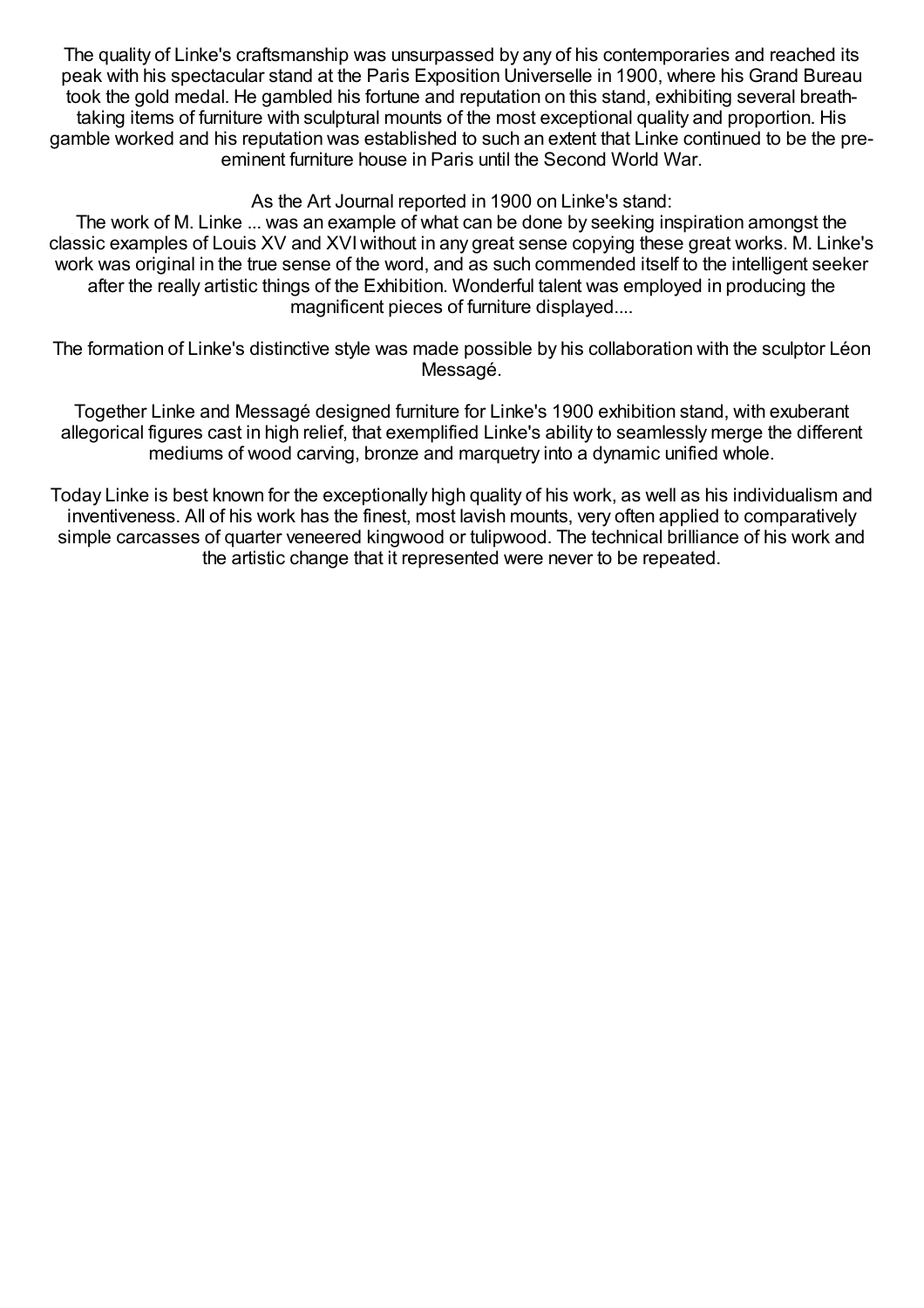The quality of Linke's craftsmanship was unsurpassed by any of his contemporaries and reached its peak with his spectacular stand at the Paris Exposition Universelle in 1900, where his Grand Bureau took the gold medal. He gambled his fortune and reputation on this stand, exhibiting several breath-taking items of furniture with sculptural mounts of the most exceptional quality and proportion. His gamble worked and his reputation was established to such an extent that Linke continued to be the pre-eminent furniture house in Paris until the Second World War.

As the Art Journal reported in 1900 on Linke's stand:
The work of M. Linke ... was an example of what can be done by seeking inspiration amongst the classic examples of Louis XV and XVI without in any great sense copying these great works. M. Linke's work was original in the true sense of the word, and as such commended itself to the intelligent seeker after the really artistic things of the Exhibition. Wonderful talent was employed in producing the magnificent pieces of furniture displayed....

The formation of Linke's distinctive style was made possible by his collaboration with the sculptor Léon Messagé.

Together Linke and Messagé designed furniture for Linke's 1900 exhibition stand, with exuberant allegorical figures cast in high relief, that exemplified Linke's ability to seamlessly merge the different mediums of wood carving, bronze and marquetry into a dynamic unified whole.

Today Linke is best known for the exceptionally high quality of his work, as well as his individualism and inventiveness. All of his work has the finest, most lavish mounts, very often applied to comparatively simple carcasses of quarter veneered kingwood or tulipwood. The technical brilliance of his work and the artistic change that it represented were never to be repeated.